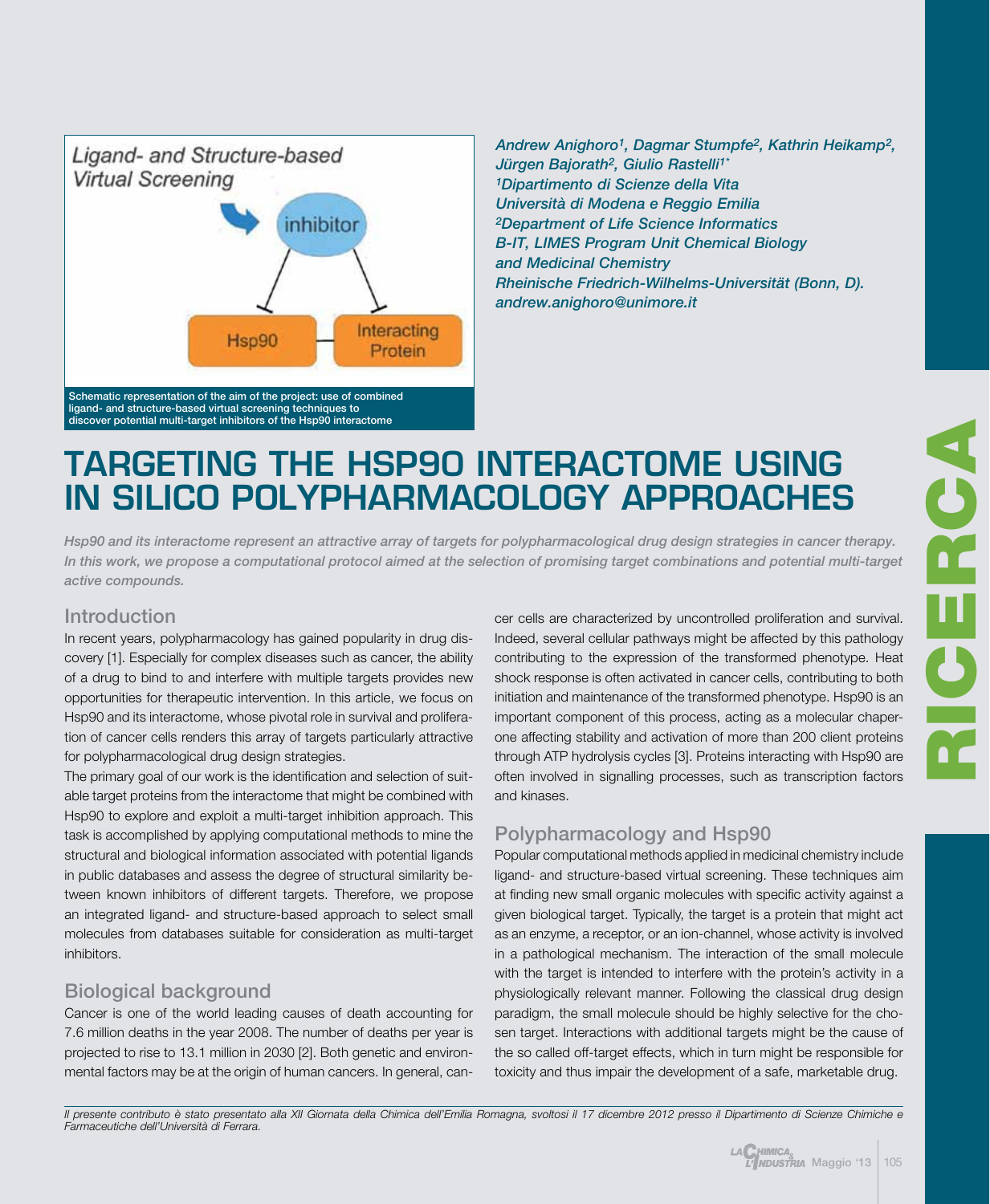Schematic representation of the aim of the project: use of combined ligand- and structure-based virtual screening techniques to discover potential multi-target inhibitors of the Hsp90 interactome

*Andrew Anighoro[1], Dagmar Stumpfe[2], Kathrin Heikamp[2], Jürgen Bajorath[2], Giulio Rastelli[1*]*
*[1]Dipartimento di Scienze della Vita*
*Università di Modena e Reggio Emilia*
*[2]Department of Life Science Informatics*
*B-IT, LIMES Program Unit Chemical Biology and Medicinal Chemistry*
*Rheinische Friedrich-Wilhelms-Universität (Bonn, D).*
*andrew.anighoro@unimore.it*

# TARGETING THE HSP90 INTERACTOME USING IN SILICO POLYPHARMACOLOGY APPROACHES

*Hsp90 and its interactome represent an attractive array of targets for polypharmacological drug design strategies in cancer therapy. In this work, we propose a computational protocol aimed at the selection of promising target combinations and potential multi-target active compounds.*

## Introduction

In recent years, polypharmacology has gained popularity in drug discovery [1]. Especially for complex diseases such as cancer, the ability of a drug to bind to and interfere with multiple targets provides new opportunities for therapeutic intervention. In this article, we focus on Hsp90 and its interactome, whose pivotal role in survival and proliferation of cancer cells renders this array of targets particularly attractive for polypharmacological drug design strategies.

The primary goal of our work is the identification and selection of suitable target proteins from the interactome that might be combined with Hsp90 to explore and exploit a multi-target inhibition approach. This task is accomplished by applying computational methods to mine the structural and biological information associated with potential ligands in public databases and assess the degree of structural similarity between known inhibitors of different targets. Therefore, we propose an integrated ligand- and structure-based approach to select small molecules from databases suitable for consideration as multi-target inhibitors.

## Biological background

Cancer is one of the world leading causes of death accounting for 7.6 million deaths in the year 2008. The number of deaths per year is projected to rise to 13.1 million in 2030 [2]. Both genetic and environmental factors may be at the origin of human cancers. In general, cancer cells are characterized by uncontrolled proliferation and survival. Indeed, several cellular pathways might be affected by this pathology contributing to the expression of the transformed phenotype. Heat shock response is often activated in cancer cells, contributing to both initiation and maintenance of the transformed phenotype. Hsp90 is an important component of this process, acting as a molecular chaperone affecting stability and activation of more than 200 client proteins through ATP hydrolysis cycles [3]. Proteins interacting with Hsp90 are often involved in signalling processes, such as transcription factors and kinases.

## Polypharmacology and Hsp90

Popular computational methods applied in medicinal chemistry include ligand- and structure-based virtual screening. These techniques aim at finding new small organic molecules with specific activity against a given biological target. Typically, the target is a protein that might act as an enzyme, a receptor, or an ion-channel, whose activity is involved in a pathological mechanism. The interaction of the small molecule with the target is intended to interfere with the protein's activity in a physiologically relevant manner. Following the classical drug design paradigm, the small molecule should be highly selective for the chosen target. Interactions with additional targets might be the cause of the so called off-target effects, which in turn might be responsible for toxicity and thus impair the development of a safe, marketable drug.

*Il presente contributo è stato presentato alla XII Giornata della Chimica dell'Emilia Romagna, svoltosi il 17 dicembre 2012 presso il Dipartimento di Scienze Chimiche e Farmaceutiche dell'Università di Ferrara.*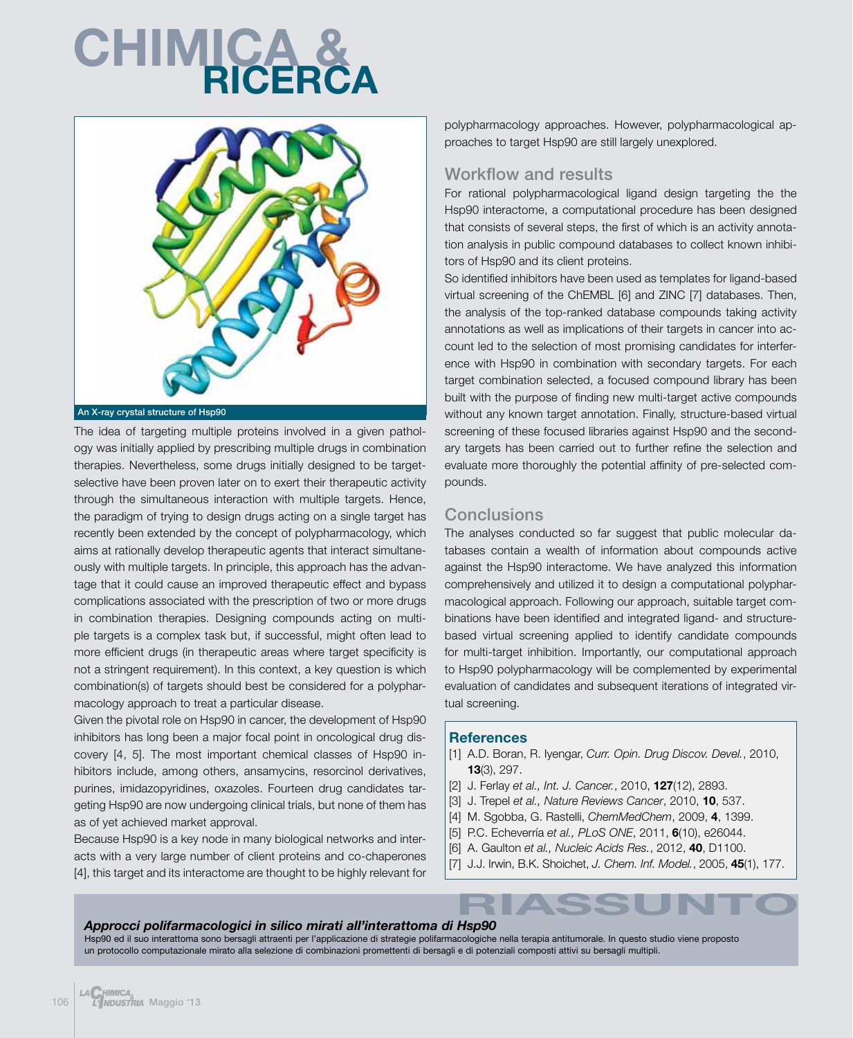# CHIMICA & RICERCA

An X-ray crystal structure of Hsp90

The idea of targeting multiple proteins involved in a given pathology was initially applied by prescribing multiple drugs in combination therapies. Nevertheless, some drugs initially designed to be target-selective have been proven later on to exert their therapeutic activity through the simultaneous interaction with multiple targets. Hence, the paradigm of trying to design drugs acting on a single target has recently been extended by the concept of polypharmacology, which aims at rationally develop therapeutic agents that interact simultaneously with multiple targets. In principle, this approach has the advantage that it could cause an improved therapeutic effect and bypass complications associated with the prescription of two or more drugs in combination therapies. Designing compounds acting on multiple targets is a complex task but, if successful, might often lead to more efficient drugs (in therapeutic areas where target specificity is not a stringent requirement). In this context, a key question is which combination(s) of targets should best be considered for a polypharmacology approach to treat a particular disease.

Given the pivotal role on Hsp90 in cancer, the development of Hsp90 inhibitors has long been a major focal point in oncological drug discovery [4, 5]. The most important chemical classes of Hsp90 inhibitors include, among others, ansamycins, resorcinol derivatives, purines, imidazopyridines, oxazoles. Fourteen drug candidates targeting Hsp90 are now undergoing clinical trials, but none of them has as of yet achieved market approval.

Because Hsp90 is a key node in many biological networks and interacts with a very large number of client proteins and co-chaperones [4], this target and its interactome are thought to be highly relevant for polypharmacology approaches. However, polypharmacological approaches to target Hsp90 are still largely unexplored.

## Workflow and results

For rational polypharmacological ligand design targeting the the Hsp90 interactome, a computational procedure has been designed that consists of several steps, the first of which is an activity annotation analysis in public compound databases to collect known inhibitors of Hsp90 and its client proteins.

So identified inhibitors have been used as templates for ligand-based virtual screening of the ChEMBL [6] and ZINC [7] databases. Then, the analysis of the top-ranked database compounds taking activity annotations as well as implications of their targets in cancer into account led to the selection of most promising candidates for interference with Hsp90 in combination with secondary targets. For each target combination selected, a focused compound library has been built with the purpose of finding new multi-target active compounds without any known target annotation. Finally, structure-based virtual screening of these focused libraries against Hsp90 and the secondary targets has been carried out to further refine the selection and evaluate more thoroughly the potential affinity of pre-selected compounds.

## Conclusions

The analyses conducted so far suggest that public molecular databases contain a wealth of information about compounds active against the Hsp90 interactome. We have analyzed this information comprehensively and utilized it to design a computational polypharmacological approach. Following our approach, suitable target combinations have been identified and integrated ligand- and structure-based virtual screening applied to identify candidate compounds for multi-target inhibition. Importantly, our computational approach to Hsp90 polypharmacology will be complemented by experimental evaluation of candidates and subsequent iterations of integrated virtual screening.

### References

[1] A.D. Boran, R. Iyengar, *Curr. Opin. Drug Discov. Devel.*, 2010, **13**(3), 297.
[2] J. Ferlay *et al., Int. J. Cancer.*, 2010, **127**(12), 2893.
[3] J. Trepel *et al., Nature Reviews Cancer*, 2010, **10**, 537.
[4] M. Sgobba, G. Rastelli, *ChemMedChem*, 2009, **4**, 1399.
[5] P.C. Echeverría *et al., PLoS ONE*, 2011, **6**(10), e26044.
[6] A. Gaulton *et al., Nucleic Acids Res.*, 2012, **40**, D1100.
[7] J.J. Irwin, B.K. Shoichet, *J. Chem. Inf. Model.*, 2005, **45**(1), 177.

## RIASSUNTO

***Approcci polifarmacologici in silico mirati all'interattoma di Hsp90***

Hsp90 ed il suo interattoma sono bersagli attraenti per l'applicazione di strategie polifarmacologiche nella terapia antitumorale. In questo studio viene proposto un protocollo computazionale mirato alla selezione di combinazioni promettenti di bersagli e di potenziali composti attivi su bersagli multipli.